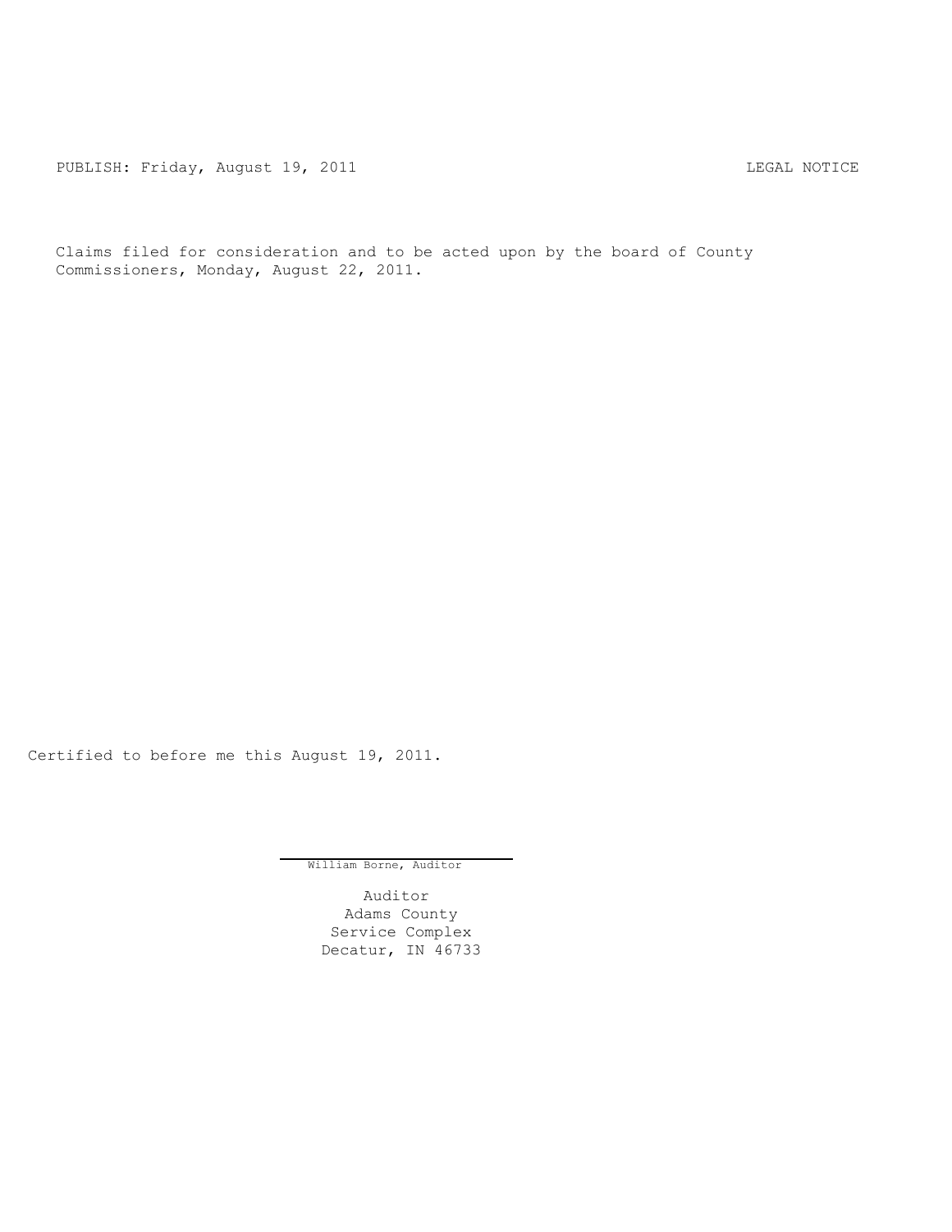PUBLISH: Friday, August 19, 2011 LEGAL NOTICE

Claims filed for consideration and to be acted upon by the board of County Commissioners, Monday, August 22, 2011.

Certified to before me this August 19, 2011.

William Borne, Auditor

Auditor
Adams County
Service Complex
Decatur, IN 46733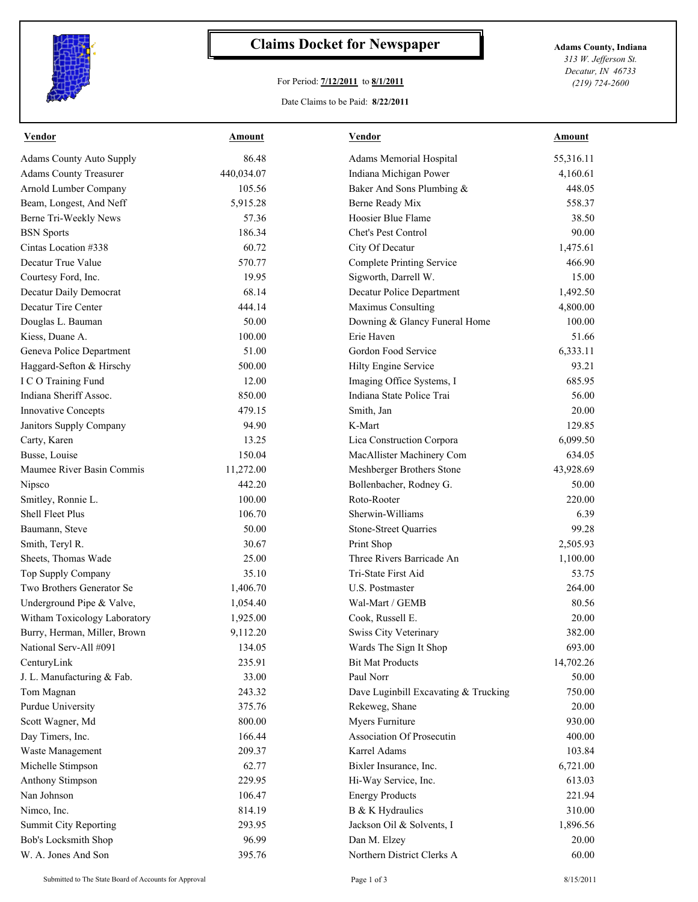# Claims Docket for Newspaper

For Period: **7/12/2011** to **8/1/2011**

Date Claims to be Paid: **8/22/2011**

**Adams County, Indiana**
*313 W. Jefferson St.*
*Decatur, IN 46733*
*(219) 724-2600*

| Vendor | Amount | Vendor | Amount |
|---|---|---|---|
| Adams County Auto Supply | 86.48 | Adams Memorial Hospital | 55,316.11 |
| Adams County Treasurer | 440,034.07 | Indiana Michigan Power | 4,160.61 |
| Arnold Lumber Company | 105.56 | Baker And Sons Plumbing & | 448.05 |
| Beam, Longest, And Neff | 5,915.28 | Berne Ready Mix | 558.37 |
| Berne Tri-Weekly News | 57.36 | Hoosier Blue Flame | 38.50 |
| BSN Sports | 186.34 | Chet's Pest Control | 90.00 |
| Cintas Location #338 | 60.72 | City Of Decatur | 1,475.61 |
| Decatur True Value | 570.77 | Complete Printing Service | 466.90 |
| Courtesy Ford, Inc. | 19.95 | Sigworth, Darrell W. | 15.00 |
| Decatur Daily Democrat | 68.14 | Decatur Police Department | 1,492.50 |
| Decatur Tire Center | 444.14 | Maximus Consulting | 4,800.00 |
| Douglas L. Bauman | 50.00 | Downing & Glancy Funeral Home | 100.00 |
| Kiess, Duane A. | 100.00 | Erie Haven | 51.66 |
| Geneva Police Department | 51.00 | Gordon Food Service | 6,333.11 |
| Haggard-Sefton & Hirschy | 500.00 | Hilty Engine Service | 93.21 |
| I C O Training Fund | 12.00 | Imaging Office Systems, I | 685.95 |
| Indiana Sheriff Assoc. | 850.00 | Indiana State Police Trai | 56.00 |
| Innovative Concepts | 479.15 | Smith, Jan | 20.00 |
| Janitors Supply Company | 94.90 | K-Mart | 129.85 |
| Carty, Karen | 13.25 | Lica Construction Corpora | 6,099.50 |
| Busse, Louise | 150.04 | MacAllister Machinery Com | 634.05 |
| Maumee River Basin Commis | 11,272.00 | Meshberger Brothers Stone | 43,928.69 |
| Nipsco | 442.20 | Bollenbacher, Rodney G. | 50.00 |
| Smitley, Ronnie L. | 100.00 | Roto-Rooter | 220.00 |
| Shell Fleet Plus | 106.70 | Sherwin-Williams | 6.39 |
| Baumann, Steve | 50.00 | Stone-Street Quarries | 99.28 |
| Smith, Teryl R. | 30.67 | Print Shop | 2,505.93 |
| Sheets, Thomas Wade | 25.00 | Three Rivers Barricade An | 1,100.00 |
| Top Supply Company | 35.10 | Tri-State First Aid | 53.75 |
| Two Brothers Generator Se | 1,406.70 | U.S. Postmaster | 264.00 |
| Underground Pipe & Valve, | 1,054.40 | Wal-Mart / GEMB | 80.56 |
| Witham Toxicology Laboratory | 1,925.00 | Cook, Russell E. | 20.00 |
| Burry, Herman, Miller, Brown | 9,112.20 | Swiss City Veterinary | 382.00 |
| National Serv-All #091 | 134.05 | Wards The Sign It Shop | 693.00 |
| CenturyLink | 235.91 | Bit Mat Products | 14,702.26 |
| J. L. Manufacturing & Fab. | 33.00 | Paul Norr | 50.00 |
| Tom Magnan | 243.32 | Dave Luginbill Excavating & Trucking | 750.00 |
| Purdue University | 375.76 | Rekeweg, Shane | 20.00 |
| Scott Wagner, Md | 800.00 | Myers Furniture | 930.00 |
| Day Timers, Inc. | 166.44 | Association Of Prosecutin | 400.00 |
| Waste Management | 209.37 | Karrel Adams | 103.84 |
| Michelle Stimpson | 62.77 | Bixler Insurance, Inc. | 6,721.00 |
| Anthony Stimpson | 229.95 | Hi-Way Service, Inc. | 613.03 |
| Nan Johnson | 106.47 | Energy Products | 221.94 |
| Nimco, Inc. | 814.19 | B & K Hydraulics | 310.00 |
| Summit City Reporting | 293.95 | Jackson Oil & Solvents, I | 1,896.56 |
| Bob's Locksmith Shop | 96.99 | Dan M. Elzey | 20.00 |
| W. A. Jones And Son | 395.76 | Northern District Clerks A | 60.00 |

Submitted to The State Board of Accounts for Approval

8/15/2011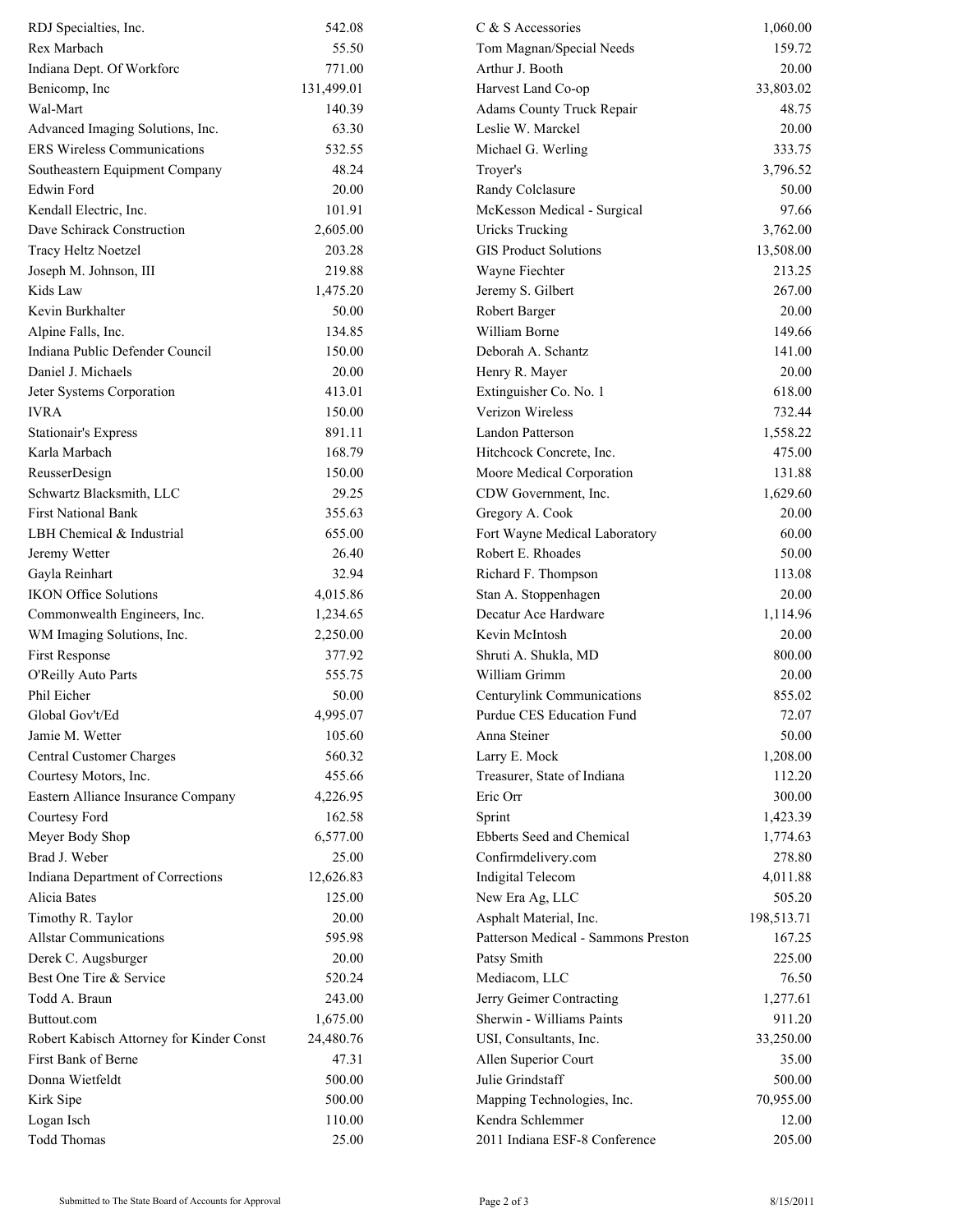| | | | |
|---|---|---|---|
| RDJ Specialties, Inc. | 542.08 | C & S Accessories | 1,060.00 |
| Rex Marbach | 55.50 | Tom Magnan/Special Needs | 159.72 |
| Indiana Dept. Of Workforc | 771.00 | Arthur J. Booth | 20.00 |
| Benicomp, Inc | 131,499.01 | Harvest Land Co-op | 33,803.02 |
| Wal-Mart | 140.39 | Adams County Truck Repair | 48.75 |
| Advanced Imaging Solutions, Inc. | 63.30 | Leslie W. Marckel | 20.00 |
| ERS Wireless Communications | 532.55 | Michael G. Werling | 333.75 |
| Southeastern Equipment Company | 48.24 | Troyer's | 3,796.52 |
| Edwin Ford | 20.00 | Randy Colclasure | 50.00 |
| Kendall Electric, Inc. | 101.91 | McKesson Medical - Surgical | 97.66 |
| Dave Schirack Construction | 2,605.00 | Uricks Trucking | 3,762.00 |
| Tracy Heltz Noetzel | 203.28 | GIS Product Solutions | 13,508.00 |
| Joseph M. Johnson, III | 219.88 | Wayne Fiechter | 213.25 |
| Kids Law | 1,475.20 | Jeremy S. Gilbert | 267.00 |
| Kevin Burkhalter | 50.00 | Robert Barger | 20.00 |
| Alpine Falls, Inc. | 134.85 | William Borne | 149.66 |
| Indiana Public Defender Council | 150.00 | Deborah A. Schantz | 141.00 |
| Daniel J. Michaels | 20.00 | Henry R. Mayer | 20.00 |
| Jeter Systems Corporation | 413.01 | Extinguisher Co. No. 1 | 618.00 |
| IVRA | 150.00 | Verizon Wireless | 732.44 |
| Stationair's Express | 891.11 | Landon Patterson | 1,558.22 |
| Karla Marbach | 168.79 | Hitchcock Concrete, Inc. | 475.00 |
| ReusserDesign | 150.00 | Moore Medical Corporation | 131.88 |
| Schwartz Blacksmith, LLC | 29.25 | CDW Government, Inc. | 1,629.60 |
| First National Bank | 355.63 | Gregory A. Cook | 20.00 |
| LBH Chemical & Industrial | 655.00 | Fort Wayne Medical Laboratory | 60.00 |
| Jeremy Wetter | 26.40 | Robert E. Rhoades | 50.00 |
| Gayla Reinhart | 32.94 | Richard F. Thompson | 113.08 |
| IKON Office Solutions | 4,015.86 | Stan A. Stoppenhagen | 20.00 |
| Commonwealth Engineers, Inc. | 1,234.65 | Decatur Ace Hardware | 1,114.96 |
| WM Imaging Solutions, Inc. | 2,250.00 | Kevin McIntosh | 20.00 |
| First Response | 377.92 | Shruti A. Shukla, MD | 800.00 |
| O'Reilly Auto Parts | 555.75 | William Grimm | 20.00 |
| Phil Eicher | 50.00 | Centurylink Communications | 855.02 |
| Global Gov't/Ed | 4,995.07 | Purdue CES Education Fund | 72.07 |
| Jamie M. Wetter | 105.60 | Anna Steiner | 50.00 |
| Central Customer Charges | 560.32 | Larry E. Mock | 1,208.00 |
| Courtesy Motors, Inc. | 455.66 | Treasurer, State of Indiana | 112.20 |
| Eastern Alliance Insurance Company | 4,226.95 | Eric Orr | 300.00 |
| Courtesy Ford | 162.58 | Sprint | 1,423.39 |
| Meyer Body Shop | 6,577.00 | Ebberts Seed and Chemical | 1,774.63 |
| Brad J. Weber | 25.00 | Confirmdelivery.com | 278.80 |
| Indiana Department of Corrections | 12,626.83 | Indigital Telecom | 4,011.88 |
| Alicia Bates | 125.00 | New Era Ag, LLC | 505.20 |
| Timothy R. Taylor | 20.00 | Asphalt Material, Inc. | 198,513.71 |
| Allstar Communications | 595.98 | Patterson Medical - Sammons Preston | 167.25 |
| Derek C. Augsburger | 20.00 | Patsy Smith | 225.00 |
| Best One Tire & Service | 520.24 | Mediacom, LLC | 76.50 |
| Todd A. Braun | 243.00 | Jerry Geimer Contracting | 1,277.61 |
| Buttout.com | 1,675.00 | Sherwin - Williams Paints | 911.20 |
| Robert Kabisch Attorney for Kinder Const | 24,480.76 | USI, Consultants, Inc. | 33,250.00 |
| First Bank of Berne | 47.31 | Allen Superior Court | 35.00 |
| Donna Wietfeldt | 500.00 | Julie Grindstaff | 500.00 |
| Kirk Sipe | 500.00 | Mapping Technologies, Inc. | 70,955.00 |
| Logan Isch | 110.00 | Kendra Schlemmer | 12.00 |
| Todd Thomas | 25.00 | 2011 Indiana ESF-8 Conference | 205.00 |

Submitted to The State Board of Accounts for Approval 8/15/2011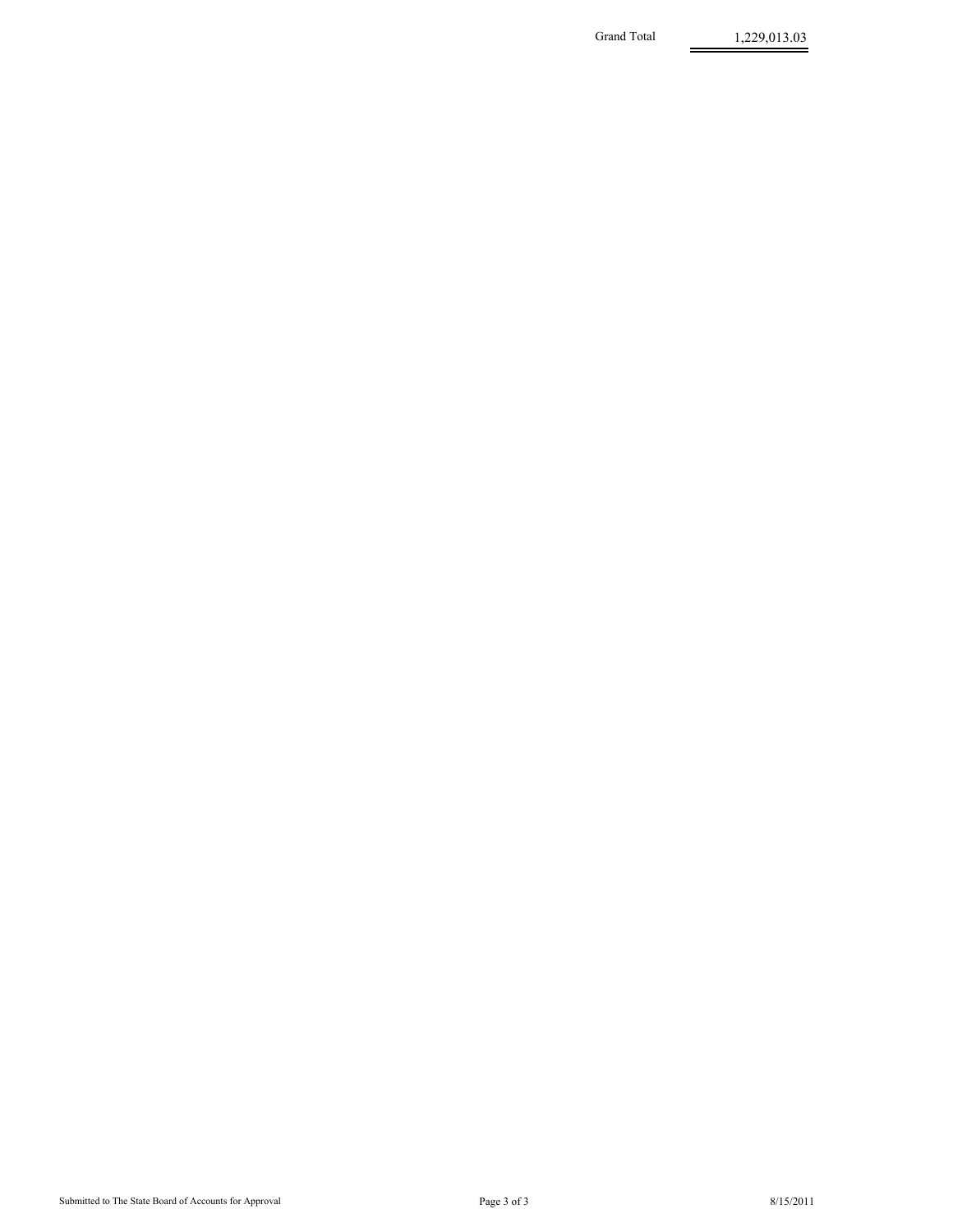| | |
|---|---|
| Grand Total | 1,229,013.03 |

Submitted to The State Board of Accounts for Approval

8/15/2011